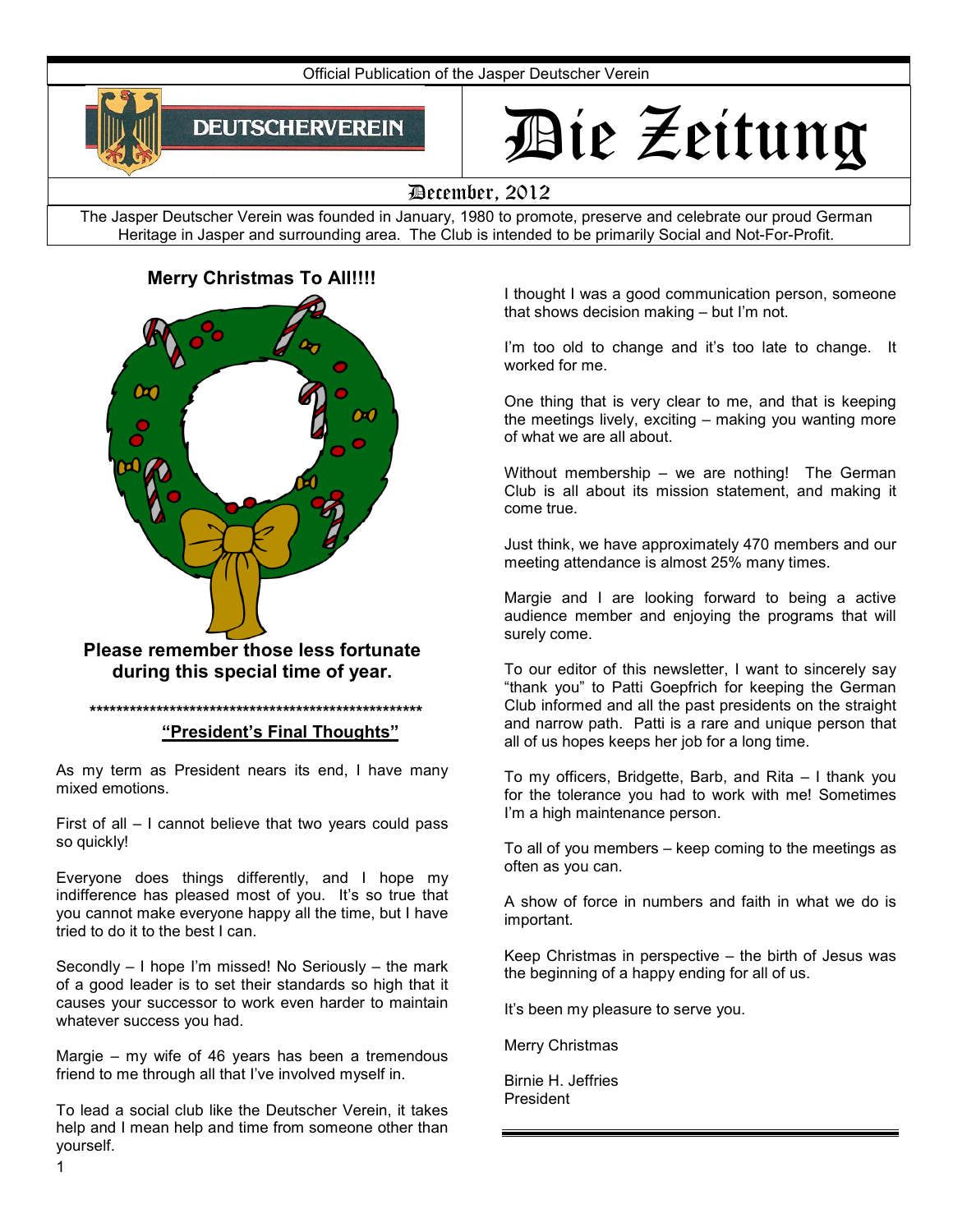Official Publication of the Jasper Deutscher Verein

DEUTSCHERVEREIN

# Die Zeitung

December, 2012

The Jasper Deutscher Verein was founded in January, 1980 to promote, preserve and celebrate our proud German Heritage in Jasper and surrounding area. The Club is intended to be primarily Social and Not-For-Profit.

## Merry Christmas To All!!!!

**Please remember those less fortunate during this special time of year.**

*****************************************************

## "President's Final Thoughts"

As my term as President nears its end, I have many mixed emotions.

First of all – I cannot believe that two years could pass so quickly!

Everyone does things differently, and I hope my indifference has pleased most of you. It's so true that you cannot make everyone happy all the time, but I have tried to do it to the best I can.

Secondly – I hope I'm missed! No Seriously – the mark of a good leader is to set their standards so high that it causes your successor to work even harder to maintain whatever success you had.

Margie – my wife of 46 years has been a tremendous friend to me through all that I've involved myself in.

To lead a social club like the Deutscher Verein, it takes help and I mean help and time from someone other than yourself.

I thought I was a good communication person, someone that shows decision making – but I'm not.

I'm too old to change and it's too late to change. It worked for me.

One thing that is very clear to me, and that is keeping the meetings lively, exciting – making you wanting more of what we are all about.

Without membership – we are nothing! The German Club is all about its mission statement, and making it come true.

Just think, we have approximately 470 members and our meeting attendance is almost 25% many times.

Margie and I are looking forward to being a active audience member and enjoying the programs that will surely come.

To our editor of this newsletter, I want to sincerely say "thank you" to Patti Goepfrich for keeping the German Club informed and all the past presidents on the straight and narrow path. Patti is a rare and unique person that all of us hopes keeps her job for a long time.

To my officers, Bridgette, Barb, and Rita – I thank you for the tolerance you had to work with me! Sometimes I'm a high maintenance person.

To all of you members – keep coming to the meetings as often as you can.

A show of force in numbers and faith in what we do is important.

Keep Christmas in perspective – the birth of Jesus was the beginning of a happy ending for all of us.

It's been my pleasure to serve you.

Merry Christmas

Birnie H. Jeffries
President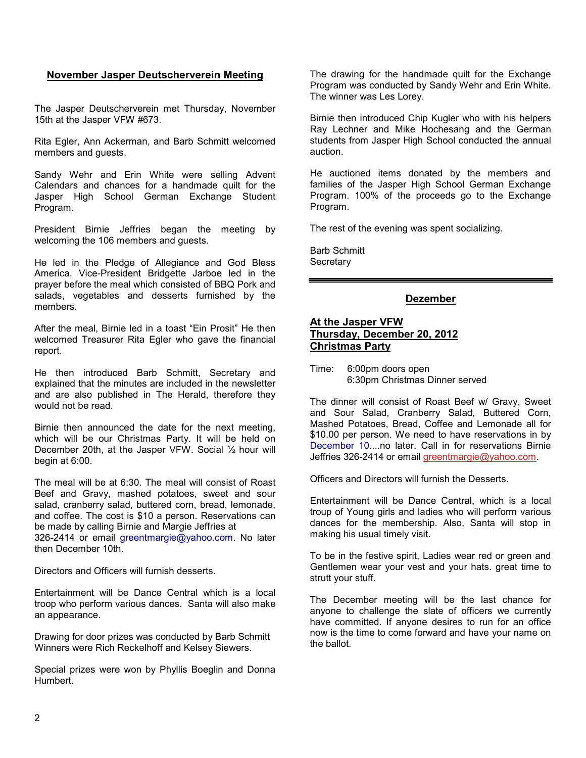## November Jasper Deutscherverein Meeting

The Jasper Deutscherverein met Thursday, November 15th at the Jasper VFW #673.

Rita Egler, Ann Ackerman, and Barb Schmitt welcomed members and guests.

Sandy Wehr and Erin White were selling Advent Calendars and chances for a handmade quilt for the Jasper High School German Exchange Student Program.

President Birnie Jeffries began the meeting by welcoming the 106 members and guests.

He led in the Pledge of Allegiance and God Bless America. Vice-President Bridgette Jarboe led in the prayer before the meal which consisted of BBQ Pork and salads, vegetables and desserts furnished by the members.

After the meal, Birnie led in a toast "Ein Prosit" He then welcomed Treasurer Rita Egler who gave the financial report.

He then introduced Barb Schmitt, Secretary and explained that the minutes are included in the newsletter and are also published in The Herald, therefore they would not be read.

Birnie then announced the date for the next meeting, which will be our Christmas Party. It will be held on December 20th, at the Jasper VFW. Social ½ hour will begin at 6:00.

The meal will be at 6:30. The meal will consist of Roast Beef and Gravy, mashed potatoes, sweet and sour salad, cranberry salad, buttered corn, bread, lemonade, and coffee. The cost is $10 a person. Reservations can be made by calling Birnie and Margie Jeffries at 326-2414 or email greentmargie@yahoo.com. No later then December 10th.

Directors and Officers will furnish desserts.

Entertainment will be Dance Central which is a local troop who perform various dances. Santa will also make an appearance.

Drawing for door prizes was conducted by Barb Schmitt Winners were Rich Reckelhoff and Kelsey Siewers.

Special prizes were won by Phyllis Boeglin and Donna Humbert.

The drawing for the handmade quilt for the Exchange Program was conducted by Sandy Wehr and Erin White. The winner was Les Lorey.

Birnie then introduced Chip Kugler who with his helpers Ray Lechner and Mike Hochesang and the German students from Jasper High School conducted the annual auction.

He auctioned items donated by the members and families of the Jasper High School German Exchange Program. 100% of the proceeds go to the Exchange Program.

The rest of the evening was spent socializing.

Barb Schmitt
Secretary

---

## Dezember

**At the Jasper VFW**
**Thursday, December 20, 2012**
**Christmas Party**

Time: 6:00pm doors open
6:30pm Christmas Dinner served

The dinner will consist of Roast Beef w/ Gravy, Sweet and Sour Salad, Cranberry Salad, Buttered Corn, Mashed Potatoes, Bread, Coffee and Lemonade all for $10.00 per person. We need to have reservations in by December 10....no later. Call in for reservations Birnie Jeffries 326-2414 or email greentmargie@yahoo.com.

Officers and Directors will furnish the Desserts.

Entertainment will be Dance Central, which is a local troup of Young girls and ladies who will perform various dances for the membership. Also, Santa will stop in making his usual timely visit.

To be in the festive spirit, Ladies wear red or green and Gentlemen wear your vest and your hats. great time to strutt your stuff.

The December meeting will be the last chance for anyone to challenge the slate of officers we currently have committed. If anyone desires to run for an office now is the time to come forward and have your name on the ballot.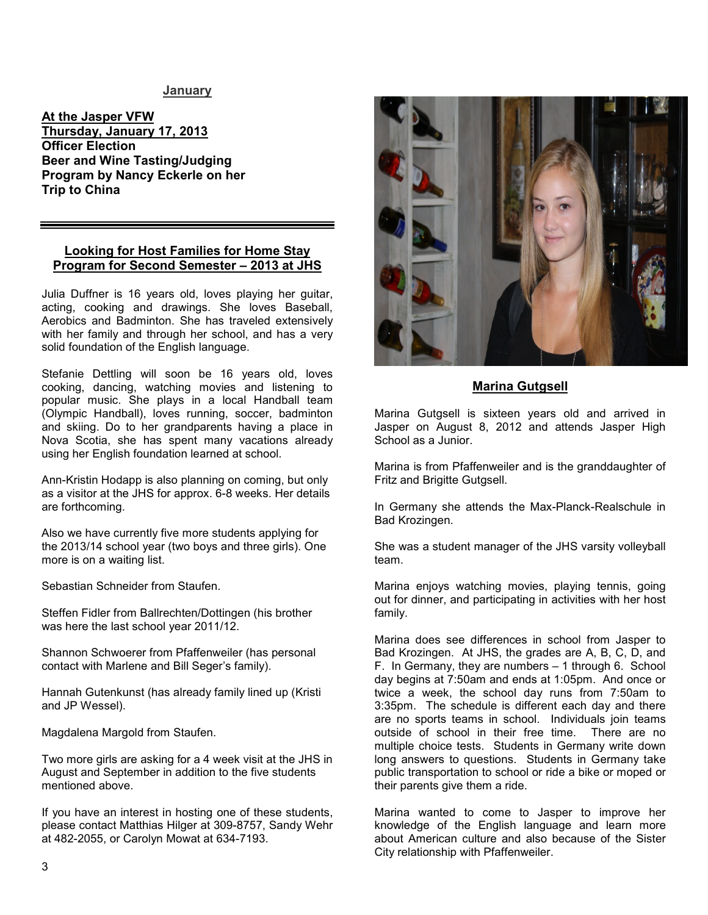**January**

**At the Jasper VFW**
**Thursday, January 17, 2013**
**Officer Election**
**Beer and Wine Tasting/Judging**
**Program by Nancy Eckerle on her Trip to China**

---

## Looking for Host Families for Home Stay Program for Second Semester – 2013 at JHS

Julia Duffner is 16 years old, loves playing her guitar, acting, cooking and drawings. She loves Baseball, Aerobics and Badminton. She has traveled extensively with her family and through her school, and has a very solid foundation of the English language.

Stefanie Dettling will soon be 16 years old, loves cooking, dancing, watching movies and listening to popular music. She plays in a local Handball team (Olympic Handball), loves running, soccer, badminton and skiing. Do to her grandparents having a place in Nova Scotia, she has spent many vacations already using her English foundation learned at school.

Ann-Kristin Hodapp is also planning on coming, but only as a visitor at the JHS for approx. 6-8 weeks. Her details are forthcoming.

Also we have currently five more students applying for the 2013/14 school year (two boys and three girls). One more is on a waiting list.

Sebastian Schneider from Staufen.

Steffen Fidler from Ballrechten/Dottingen (his brother was here the last school year 2011/12.

Shannon Schwoerer from Pfaffenweiler (has personal contact with Marlene and Bill Seger's family).

Hannah Gutenkunst (has already family lined up (Kristi and JP Wessel).

Magdalena Margold from Staufen.

Two more girls are asking for a 4 week visit at the JHS in August and September in addition to the five students mentioned above.

If you have an interest in hosting one of these students, please contact Matthias Hilger at 309-8757, Sandy Wehr at 482-2055, or Carolyn Mowat at 634-7193.

## Marina Gutgsell

Marina Gutgsell is sixteen years old and arrived in Jasper on August 8, 2012 and attends Jasper High School as a Junior.

Marina is from Pfaffenweiler and is the granddaughter of Fritz and Brigitte Gutgsell.

In Germany she attends the Max-Planck-Realschule in Bad Krozingen.

She was a student manager of the JHS varsity volleyball team.

Marina enjoys watching movies, playing tennis, going out for dinner, and participating in activities with her host family.

Marina does see differences in school from Jasper to Bad Krozingen. At JHS, the grades are A, B, C, D, and F. In Germany, they are numbers – 1 through 6. School day begins at 7:50am and ends at 1:05pm. And once or twice a week, the school day runs from 7:50am to 3:35pm. The schedule is different each day and there are no sports teams in school. Individuals join teams outside of school in their free time. There are no multiple choice tests. Students in Germany write down long answers to questions. Students in Germany take public transportation to school or ride a bike or moped or their parents give them a ride.

Marina wanted to come to Jasper to improve her knowledge of the English language and learn more about American culture and also because of the Sister City relationship with Pfaffenweiler.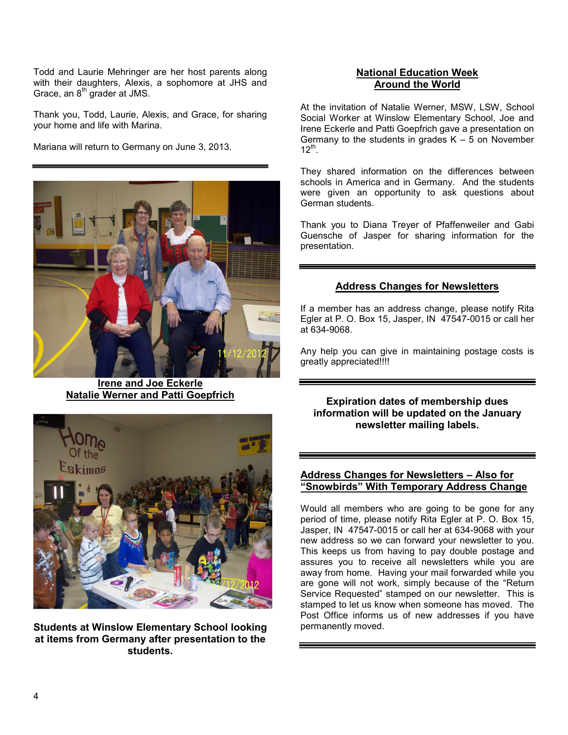Todd and Laurie Mehringer are her host parents along with their daughters, Alexis, a sophomore at JHS and Grace, an 8th grader at JMS.

Thank you, Todd, Laurie, Alexis, and Grace, for sharing your home and life with Marina.

Mariana will return to Germany on June 3, 2013.

---

**Irene and Joe Eckerle**
**Natalie Werner and Patti Goepfrich**

**Students at Winslow Elementary School looking at items from Germany after presentation to the students.**

## National Education Week Around the World

At the invitation of Natalie Werner, MSW, LSW, School Social Worker at Winslow Elementary School, Joe and Irene Eckerle and Patti Goepfrich gave a presentation on Germany to the students in grades K – 5 on November 12th.

They shared information on the differences between schools in America and in Germany. And the students were given an opportunity to ask questions about German students.

Thank you to Diana Treyer of Pfaffenweiler and Gabi Guensche of Jasper for sharing information for the presentation.

---

## Address Changes for Newsletters

If a member has an address change, please notify Rita Egler at P. O. Box 15, Jasper, IN 47547-0015 or call her at 634-9068.

Any help you can give in maintaining postage costs is greatly appreciated!!!!

---

**Expiration dates of membership dues information will be updated on the January newsletter mailing labels.**

---

## Address Changes for Newsletters – Also for "Snowbirds" With Temporary Address Change

Would all members who are going to be gone for any period of time, please notify Rita Egler at P. O. Box 15, Jasper, IN 47547-0015 or call her at 634-9068 with your new address so we can forward your newsletter to you. This keeps us from having to pay double postage and assures you to receive all newsletters while you are away from home. Having your mail forwarded while you are gone will not work, simply because of the "Return Service Requested" stamped on our newsletter. This is stamped to let us know when someone has moved. The Post Office informs us of new addresses if you have permanently moved.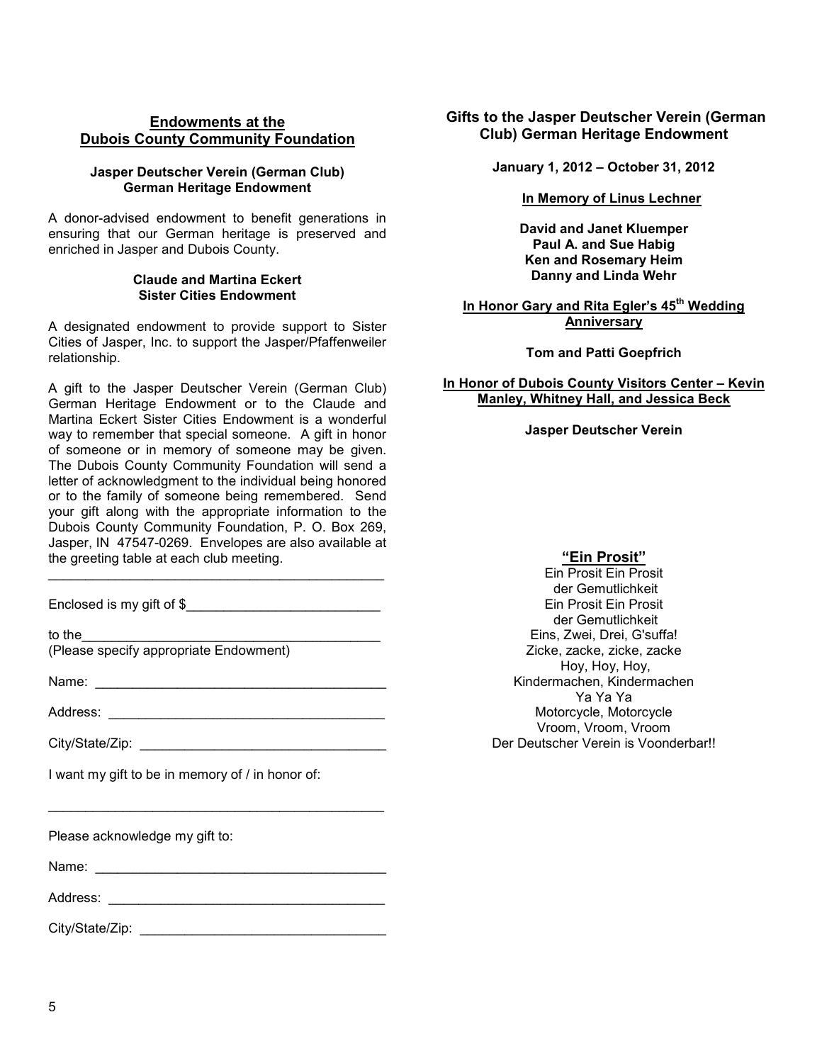## Endowments at the Dubois County Community Foundation

**Jasper Deutscher Verein (German Club) German Heritage Endowment**

A donor-advised endowment to benefit generations in ensuring that our German heritage is preserved and enriched in Jasper and Dubois County.

**Claude and Martina Eckert Sister Cities Endowment**

A designated endowment to provide support to Sister Cities of Jasper, Inc. to support the Jasper/Pfaffenweiler relationship.

A gift to the Jasper Deutscher Verein (German Club) German Heritage Endowment or to the Claude and Martina Eckert Sister Cities Endowment is a wonderful way to remember that special someone. A gift in honor of someone or in memory of someone may be given. The Dubois County Community Foundation will send a letter of acknowledgment to the individual being honored or to the family of someone being remembered. Send your gift along with the appropriate information to the Dubois County Community Foundation, P. O. Box 269, Jasper, IN 47547-0269. Envelopes are also available at the greeting table at each club meeting.

---

Enclosed is my gift of $__________________________

to the________________________________________
(Please specify appropriate Endowment)

Name: _______________________________________

Address: _____________________________________

City/State/Zip: ________________________________

I want my gift to be in memory of / in honor of:

______________________________________________

Please acknowledge my gift to:

Name: _______________________________________

Address: _____________________________________

City/State/Zip: ________________________________

## Gifts to the Jasper Deutscher Verein (German Club) German Heritage Endowment

**January 1, 2012 – October 31, 2012**

**In Memory of Linus Lechner**

**David and Janet Kluemper**
**Paul A. and Sue Habig**
**Ken and Rosemary Heim**
**Danny and Linda Wehr**

**In Honor Gary and Rita Egler's 45th Wedding Anniversary**

**Tom and Patti Goepfrich**

**In Honor of Dubois County Visitors Center – Kevin Manley, Whitney Hall, and Jessica Beck**

**Jasper Deutscher Verein**

### "Ein Prosit"

Ein Prosit Ein Prosit
der Gemutlichkeit
Ein Prosit Ein Prosit
der Gemutlichkeit
Eins, Zwei, Drei, G'suffa!
Zicke, zacke, zicke, zacke
Hoy, Hoy, Hoy,
Kindermachen, Kindermachen
Ya Ya Ya
Motorcycle, Motorcycle
Vroom, Vroom, Vroom
Der Deutscher Verein is Voonderbar!!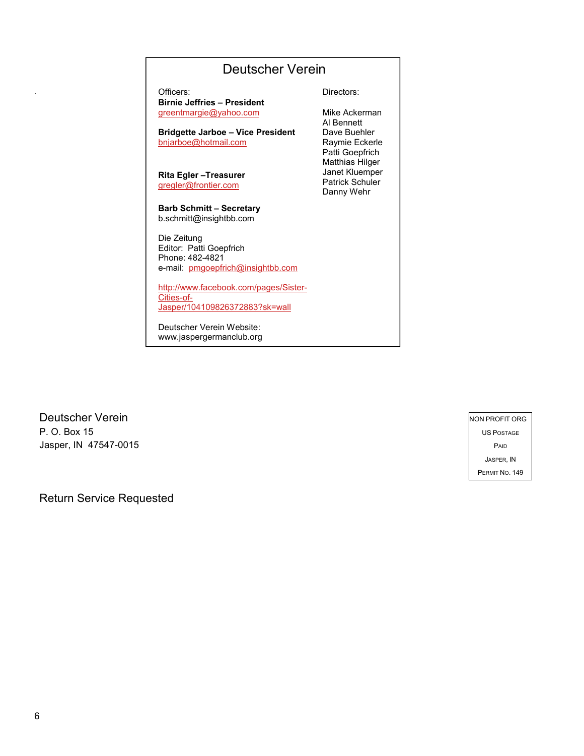## Deutscher Verein

Officers:

**Birnie Jeffries – President**
greentmargie@yahoo.com

**Bridgette Jarboe – Vice President**
bnjarboe@hotmail.com

**Rita Egler –Treasurer**
gregler@frontier.com

**Barb Schmitt – Secretary**
b.schmitt@insightbb.com

Die Zeitung
Editor: Patti Goepfrich
Phone: 482-4821
e-mail: pmgoepfrich@insightbb.com

http://www.facebook.com/pages/Sister-Cities-of-Jasper/104109826372883?sk=wall

Deutscher Verein Website:
www.jaspergermanclub.org

Directors:

Mike Ackerman
Al Bennett
Dave Buehler
Raymie Eckerle
Patti Goepfrich
Matthias Hilger
Janet Kluemper
Patrick Schuler
Danny Wehr

Deutscher Verein
P. O. Box 15
Jasper, IN 47547-0015

NON PROFIT ORG
US POSTAGE
PAID
JASPER, IN
PERMIT NO. 149

Return Service Requested